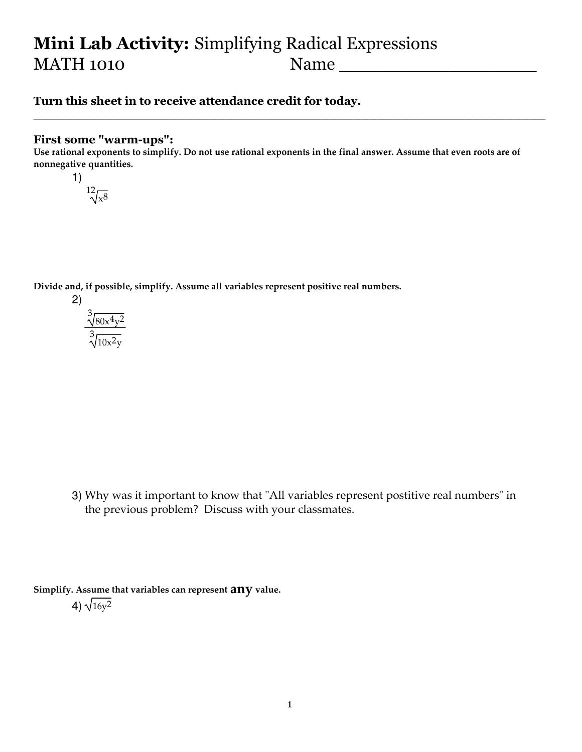# **Mini Lab Activity:** Simplifying Radical Expressions

MATH 1010 Name ____________________

**Turn this sheet in to receive attendance credit for today.**

---

### First some "warm-ups":

**Use rational exponents to simplify. Do not use rational exponents in the final answer. Assume that even roots are of nonnegative quantities.**

1) $\sqrt[12]{x^8}$

**Divide and, if possible, simplify. Assume all variables represent positive real numbers.**

2) $\dfrac{\sqrt[3]{80x^4y^2}}{\sqrt[3]{10x^2y}}$

3) Why was it important to know that "All variables represent postitive real numbers" in the previous problem? Discuss with your classmates.

**Simplify. Assume that variables can represent any value.**

4) $\sqrt{16y^2}$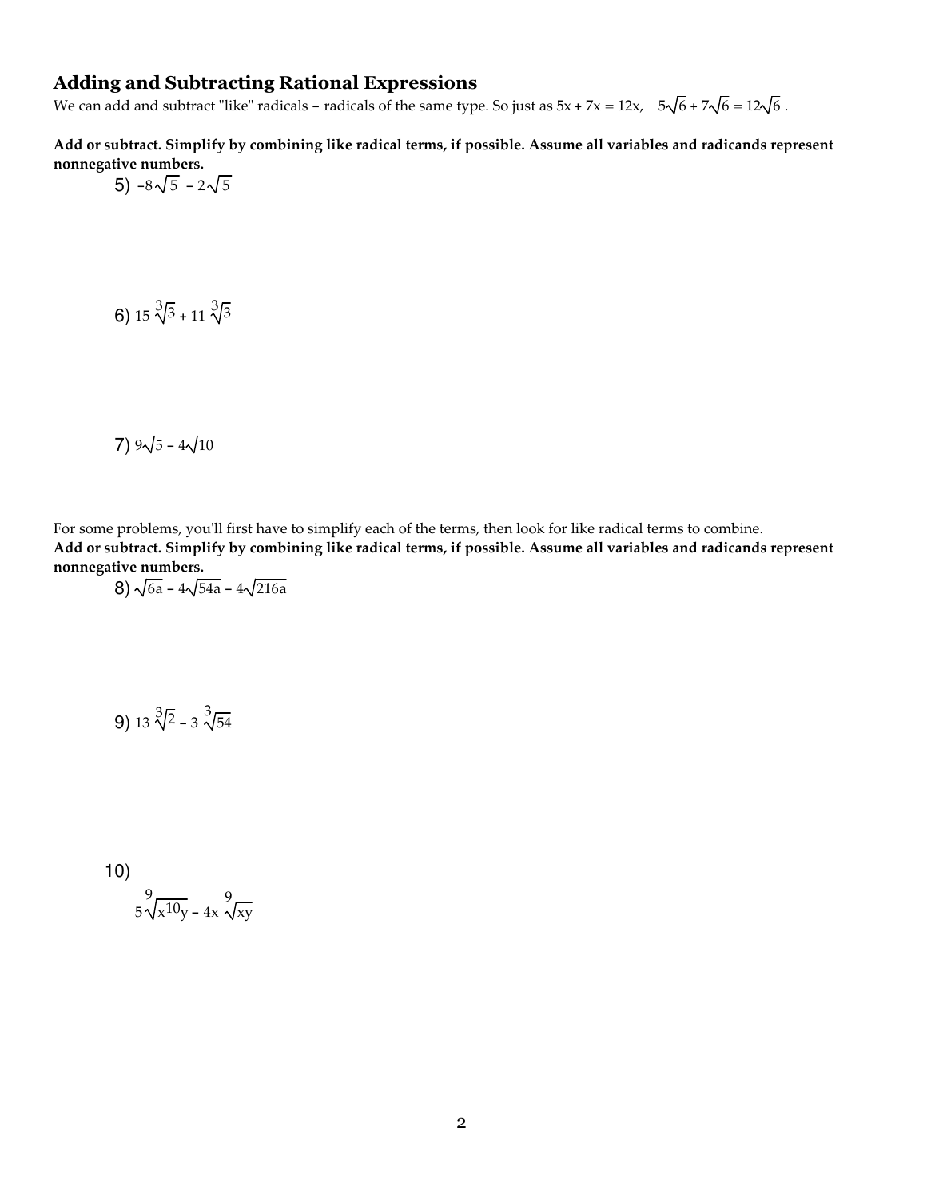## Adding and Subtracting Rational Expressions

We can add and subtract "like" radicals – radicals of the same type. So just as $5x + 7x = 12x$, $5\sqrt{6} + 7\sqrt{6} = 12\sqrt{6}$ .

**Add or subtract. Simplify by combining like radical terms, if possible. Assume all variables and radicands represent nonnegative numbers.**

5) $-8\sqrt{5} - 2\sqrt{5}$

6) $15\sqrt[3]{3} + 11\sqrt[3]{3}$

7) $9\sqrt{5} - 4\sqrt{10}$

For some problems, you'll first have to simplify each of the terms, then look for like radical terms to combine.

**Add or subtract. Simplify by combining like radical terms, if possible. Assume all variables and radicands represent nonnegative numbers.**

8) $\sqrt{6a} - 4\sqrt{54a} - 4\sqrt{216a}$

9) $13\sqrt[3]{2} - 3\sqrt[3]{54}$

10) $5\sqrt[9]{x^{10}y} - 4x\sqrt[9]{xy}$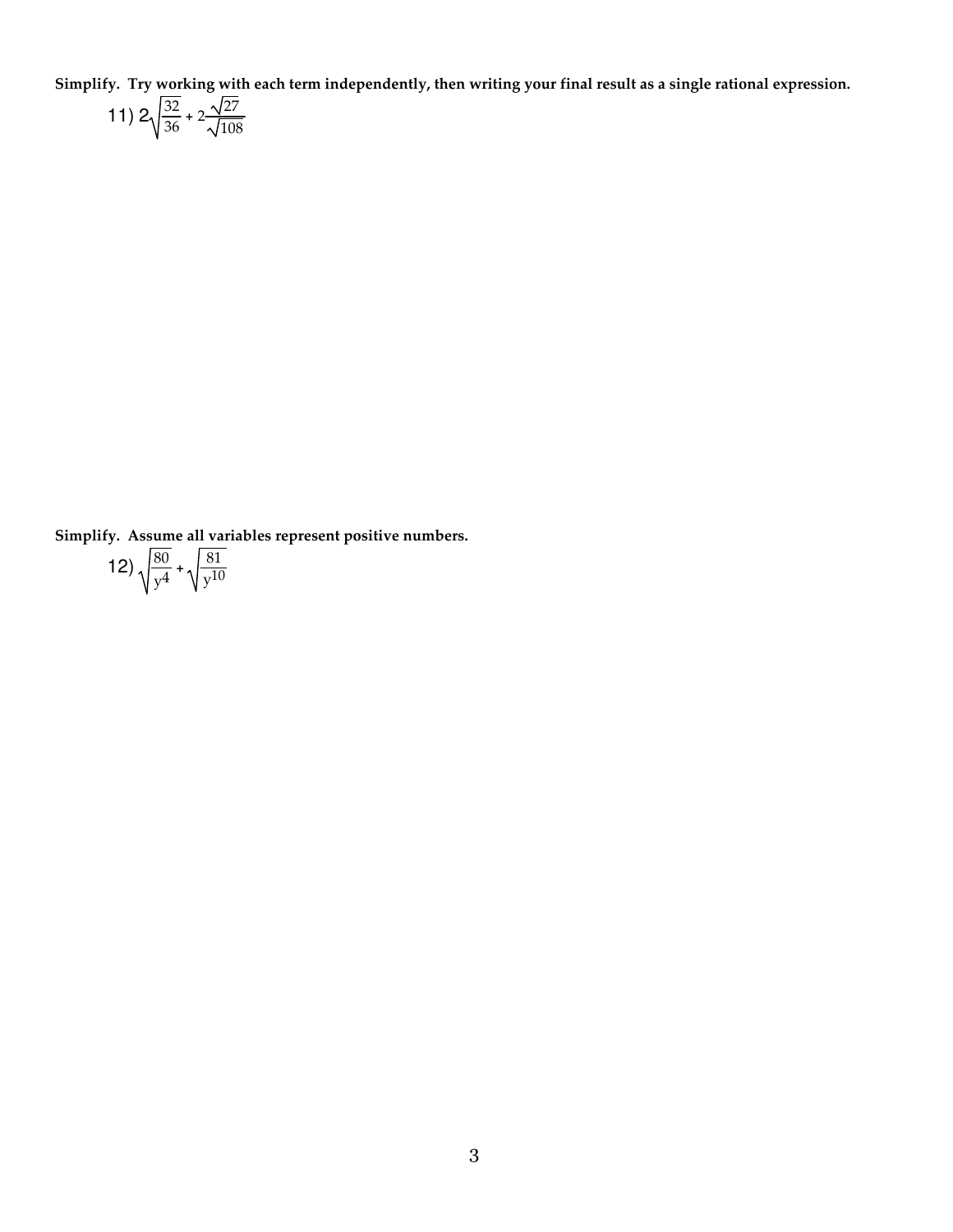**Simplify. Try working with each term independently, then writing your final result as a single rational expression.**

11) $2\sqrt{\frac{32}{36}} + 2\frac{\sqrt{27}}{\sqrt{108}}$

**Simplify. Assume all variables represent positive numbers.**

12) $\sqrt{\frac{80}{y^4}} + \sqrt{\frac{81}{y^{10}}}$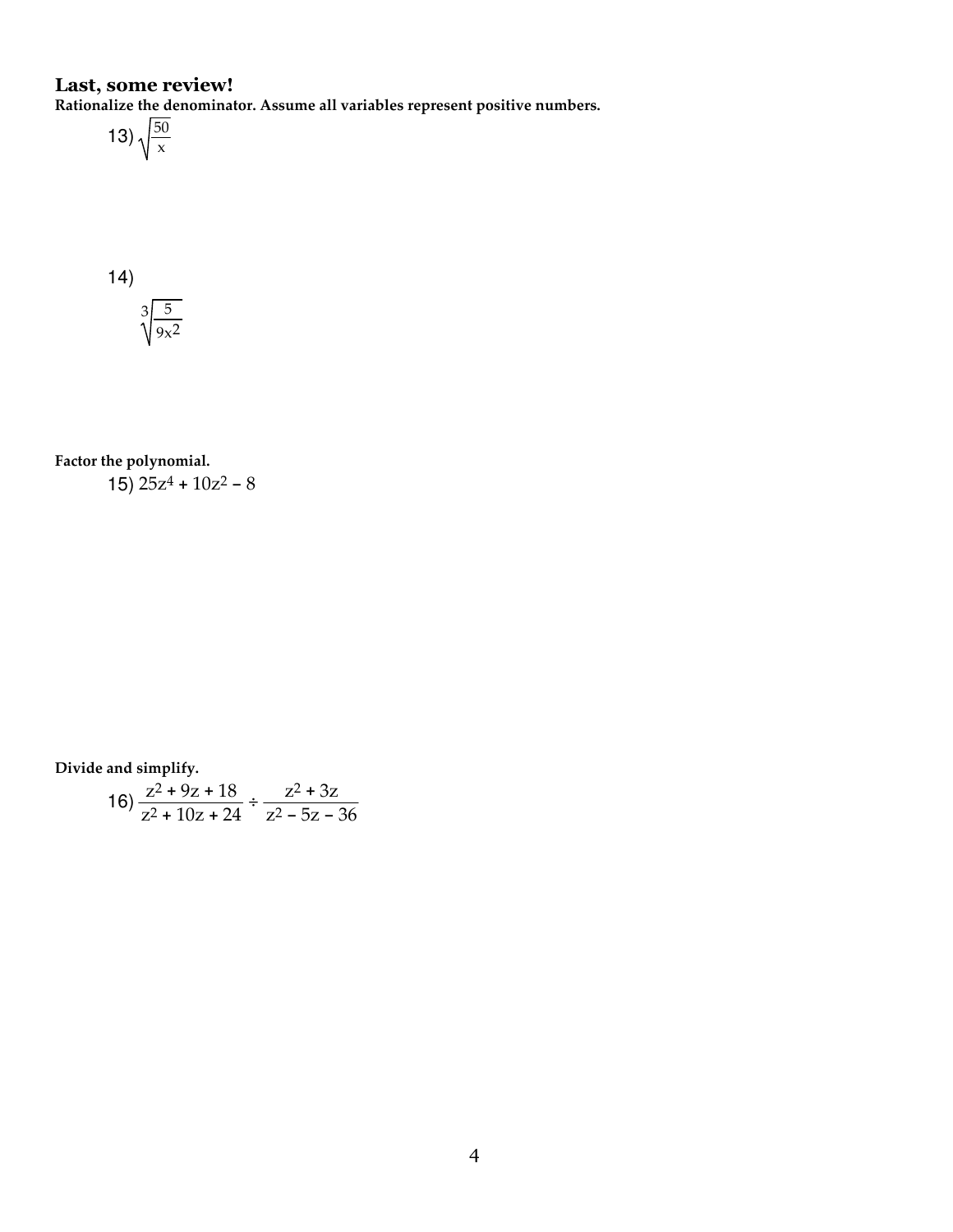## Last, some review!

**Rationalize the denominator. Assume all variables represent positive numbers.**

13) $\sqrt{\frac{50}{x}}$

14) $\sqrt[3]{\frac{5}{9x^2}}$

**Factor the polynomial.**

15) $25z^4 + 10z^2 - 8$

**Divide and simplify.**

16) $\dfrac{z^2 + 9z + 18}{z^2 + 10z + 24} \div \dfrac{z^2 + 3z}{z^2 - 5z - 36}$